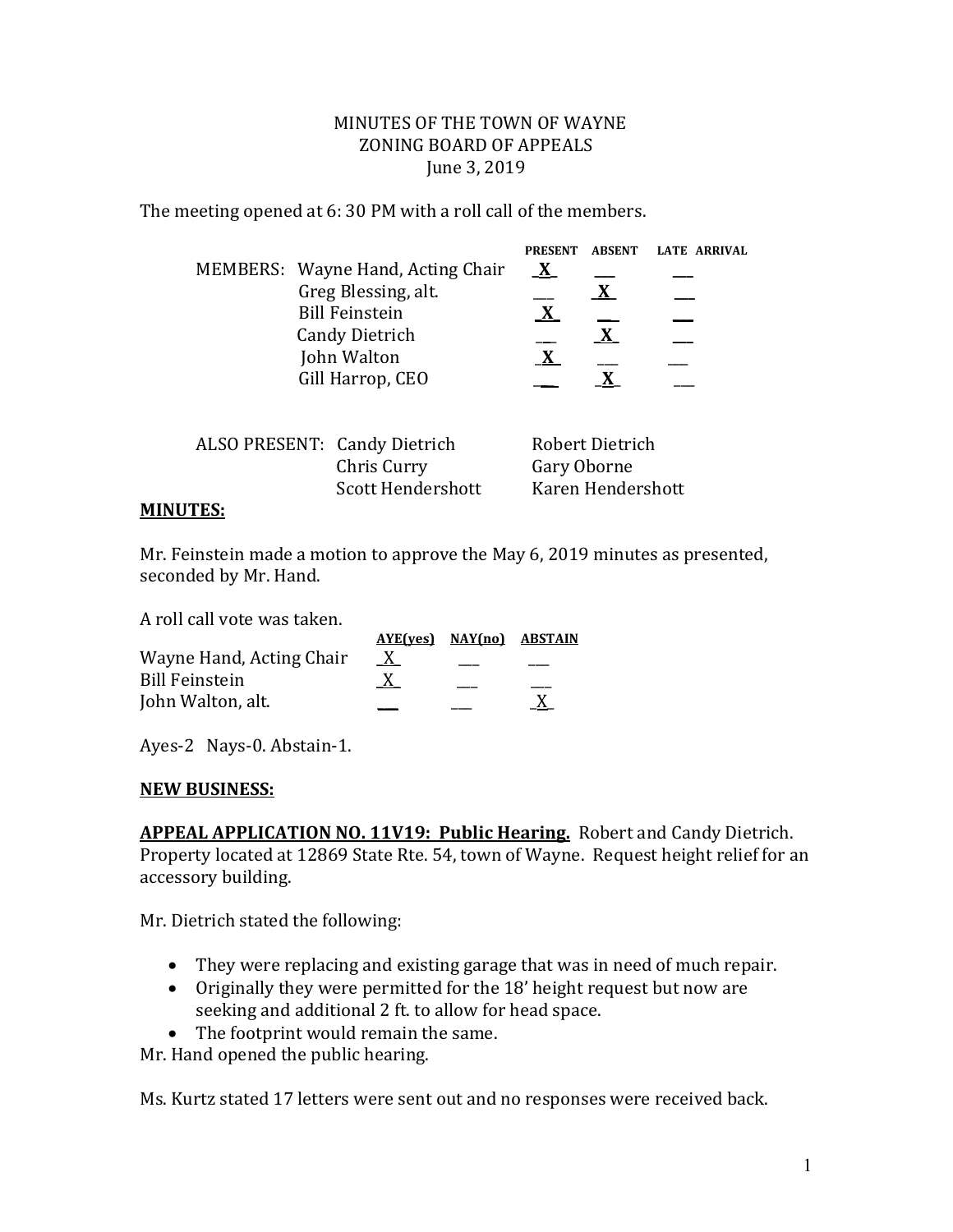MINUTES OF THE TOWN OF WAYNE
ZONING BOARD OF APPEALS
June 3, 2019

The meeting opened at 6: 30 PM with a roll call of the members.

| MEMBERS: | PRESENT | ABSENT | LATE ARRIVAL |
|---|---|---|---|
| Wayne Hand, Acting Chair | X | | |
| Greg Blessing, alt. | | X | |
| Bill Feinstein | X | | |
| Candy Dietrich | | X | |
| John Walton | X | | |
| Gill Harrop, CEO | | X | |

ALSO PRESENT: Candy Dietrich, Robert Dietrich, Chris Curry, Gary Oborne, Scott Hendershott, Karen Hendershott

**MINUTES:**

Mr. Feinstein made a motion to approve the May 6, 2019 minutes as presented, seconded by Mr. Hand.

A roll call vote was taken.

| | AYE(yes) | NAY(no) | ABSTAIN |
|---|---|---|---|
| Wayne Hand, Acting Chair | X | | |
| Bill Feinstein | X | | |
| John Walton, alt. | | | X |

Ayes-2 Nays-0. Abstain-1.

**NEW BUSINESS:**

**APPEAL APPLICATION NO. 11V19: Public Hearing.** Robert and Candy Dietrich. Property located at 12869 State Rte. 54, town of Wayne. Request height relief for an accessory building.

Mr. Dietrich stated the following:

- They were replacing and existing garage that was in need of much repair.
- Originally they were permitted for the 18' height request but now are seeking and additional 2 ft. to allow for head space.
- The footprint would remain the same.

Mr. Hand opened the public hearing.

Ms. Kurtz stated 17 letters were sent out and no responses were received back.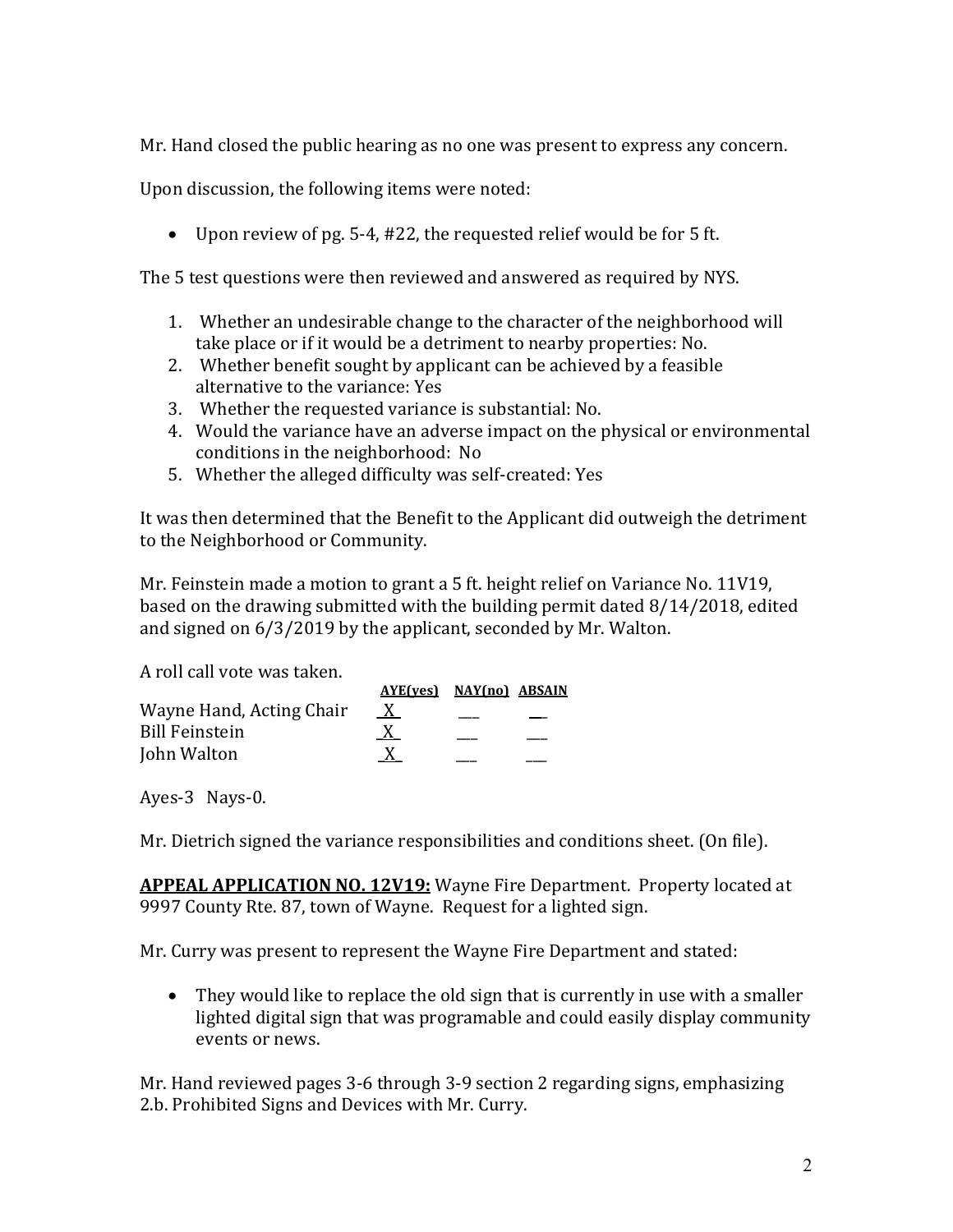Mr. Hand closed the public hearing as no one was present to express any concern.

Upon discussion, the following items were noted:

- Upon review of pg. 5-4, #22, the requested relief would be for 5 ft.

The 5 test questions were then reviewed and answered as required by NYS.

1. Whether an undesirable change to the character of the neighborhood will take place or if it would be a detriment to nearby properties: No.
2. Whether benefit sought by applicant can be achieved by a feasible alternative to the variance: Yes
3. Whether the requested variance is substantial: No.
4. Would the variance have an adverse impact on the physical or environmental conditions in the neighborhood: No
5. Whether the alleged difficulty was self-created: Yes

It was then determined that the Benefit to the Applicant did outweigh the detriment to the Neighborhood or Community.

Mr. Feinstein made a motion to grant a 5 ft. height relief on Variance No. 11V19, based on the drawing submitted with the building permit dated 8/14/2018, edited and signed on 6/3/2019 by the applicant, seconded by Mr. Walton.

A roll call vote was taken.

| | AYE(yes) | NAY(no) | ABSAIN |
|---|---|---|---|
| Wayne Hand, Acting Chair | X | | |
| Bill Feinstein | X | | |
| John Walton | X | | |

Ayes-3 Nays-0.

Mr. Dietrich signed the variance responsibilities and conditions sheet. (On file).

**APPEAL APPLICATION NO. 12V19:** Wayne Fire Department. Property located at 9997 County Rte. 87, town of Wayne. Request for a lighted sign.

Mr. Curry was present to represent the Wayne Fire Department and stated:

- They would like to replace the old sign that is currently in use with a smaller lighted digital sign that was programable and could easily display community events or news.

Mr. Hand reviewed pages 3-6 through 3-9 section 2 regarding signs, emphasizing 2.b. Prohibited Signs and Devices with Mr. Curry.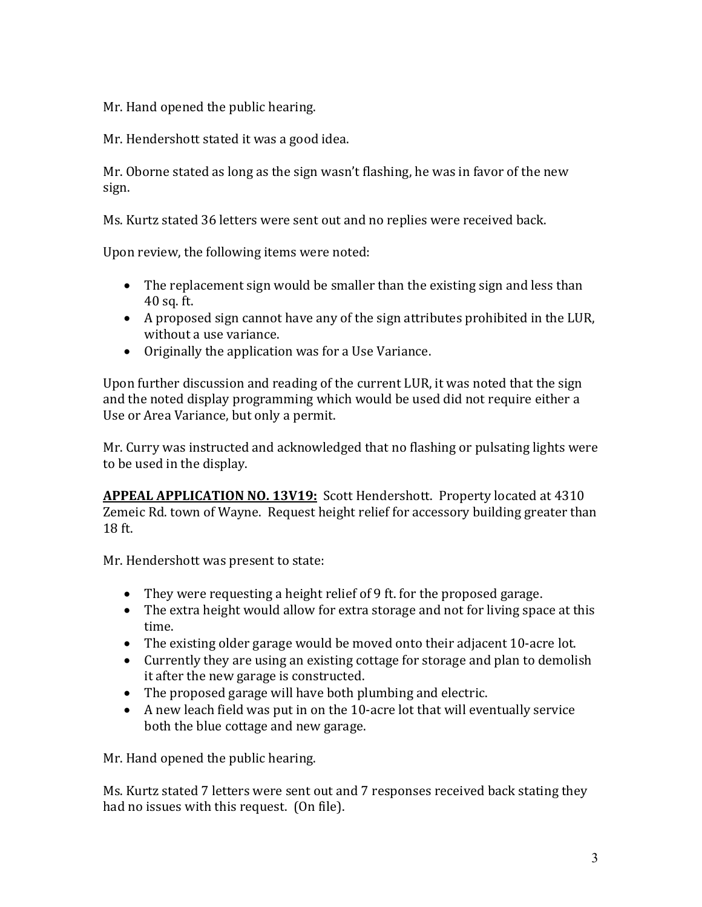Mr. Hand opened the public hearing.

Mr. Hendershott stated it was a good idea.

Mr. Oborne stated as long as the sign wasn't flashing, he was in favor of the new sign.

Ms. Kurtz stated 36 letters were sent out and no replies were received back.

Upon review, the following items were noted:

- The replacement sign would be smaller than the existing sign and less than 40 sq. ft.
- A proposed sign cannot have any of the sign attributes prohibited in the LUR, without a use variance.
- Originally the application was for a Use Variance.

Upon further discussion and reading of the current LUR, it was noted that the sign and the noted display programming which would be used did not require either a Use or Area Variance, but only a permit.

Mr. Curry was instructed and acknowledged that no flashing or pulsating lights were to be used in the display.

**APPEAL APPLICATION NO. 13V19:** Scott Hendershott. Property located at 4310 Zemeic Rd. town of Wayne. Request height relief for accessory building greater than 18 ft.

Mr. Hendershott was present to state:

- They were requesting a height relief of 9 ft. for the proposed garage.
- The extra height would allow for extra storage and not for living space at this time.
- The existing older garage would be moved onto their adjacent 10-acre lot.
- Currently they are using an existing cottage for storage and plan to demolish it after the new garage is constructed.
- The proposed garage will have both plumbing and electric.
- A new leach field was put in on the 10-acre lot that will eventually service both the blue cottage and new garage.

Mr. Hand opened the public hearing.

Ms. Kurtz stated 7 letters were sent out and 7 responses received back stating they had no issues with this request. (On file).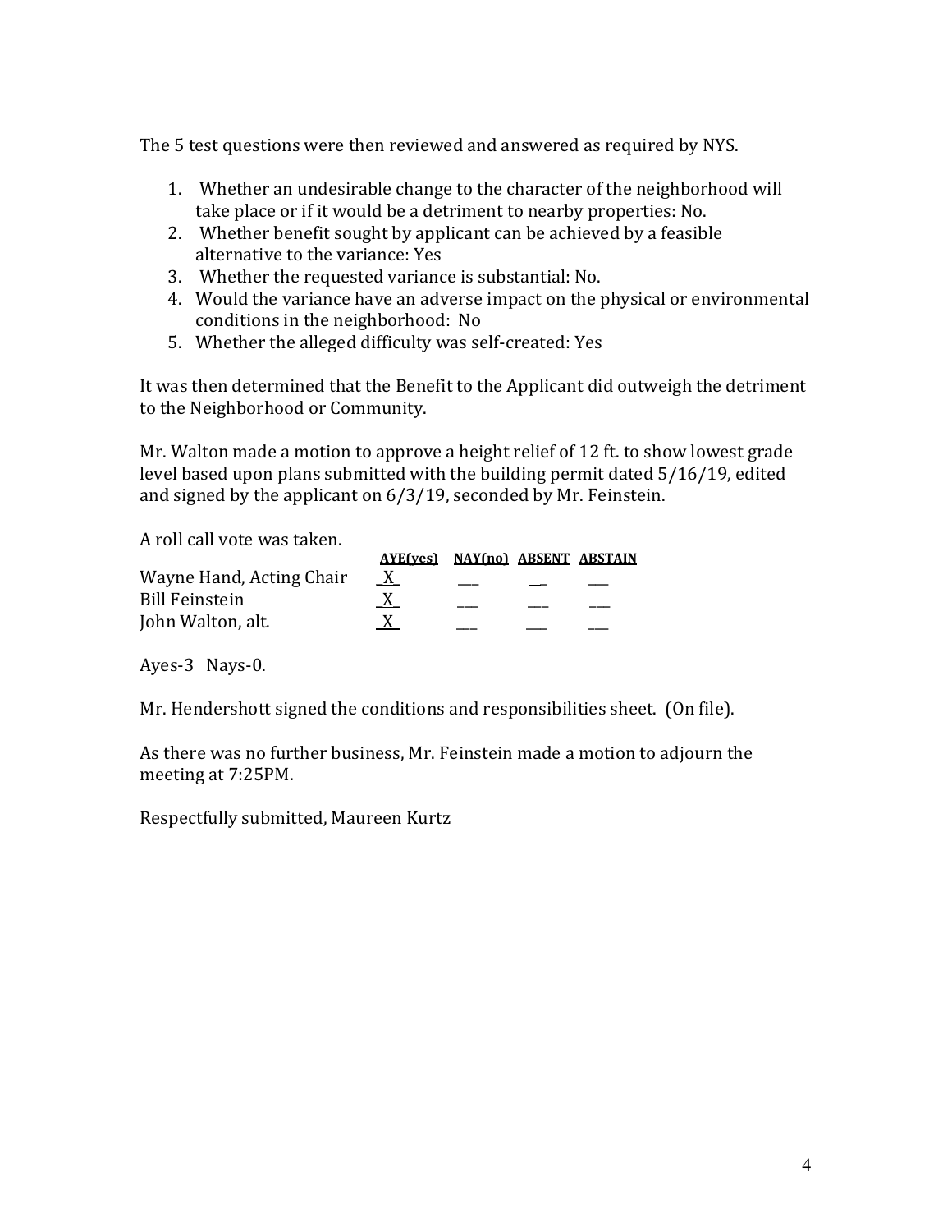The 5 test questions were then reviewed and answered as required by NYS.

1. Whether an undesirable change to the character of the neighborhood will take place or if it would be a detriment to nearby properties: No.
2. Whether benefit sought by applicant can be achieved by a feasible alternative to the variance: Yes
3. Whether the requested variance is substantial: No.
4. Would the variance have an adverse impact on the physical or environmental conditions in the neighborhood: No
5. Whether the alleged difficulty was self-created: Yes

It was then determined that the Benefit to the Applicant did outweigh the detriment to the Neighborhood or Community.

Mr. Walton made a motion to approve a height relief of 12 ft. to show lowest grade level based upon plans submitted with the building permit dated 5/16/19, edited and signed by the applicant on 6/3/19, seconded by Mr. Feinstein.

A roll call vote was taken.

| | AYE(yes) | NAY(no) | ABSENT | ABSTAIN |
|---|---|---|---|---|
| Wayne Hand, Acting Chair | X | | | |
| Bill Feinstein | X | | | |
| John Walton, alt. | X | | | |

Ayes-3 Nays-0.

Mr. Hendershott signed the conditions and responsibilities sheet. (On file).

As there was no further business, Mr. Feinstein made a motion to adjourn the meeting at 7:25PM.

Respectfully submitted, Maureen Kurtz